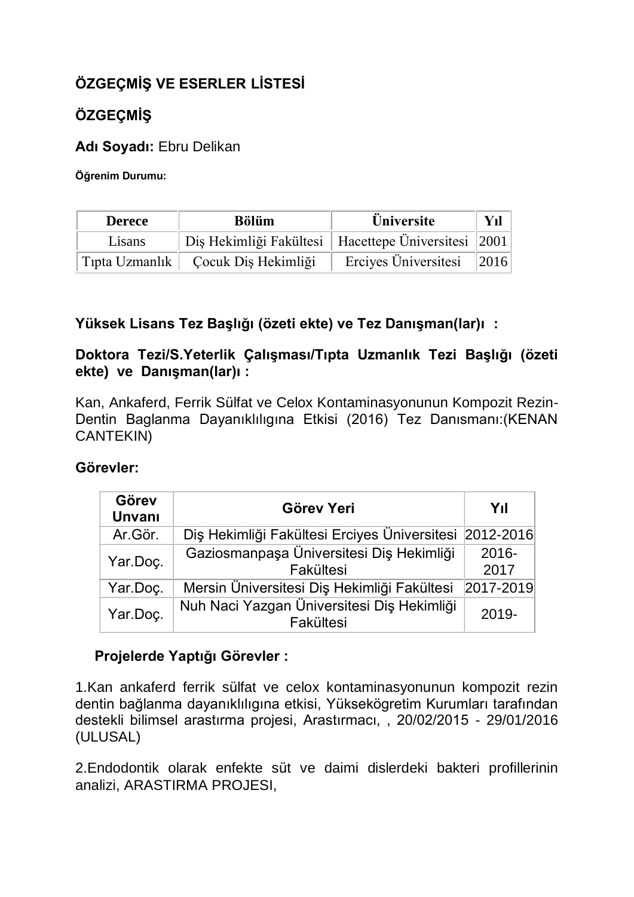# ÖZGEÇMİŞ VE ESERLER LİSTESİ

## ÖZGEÇMİŞ

**Adı Soyadı:** Ebru Delikan

**Öğrenim Durumu:**

| Derece | Bölüm | Üniversite | Yıl |
|---|---|---|---|
| Lisans | Diş Hekimliği Fakültesi | Hacettepe Üniversitesi | 2001 |
| Tıpta Uzmanlık | Çocuk Diş Hekimliği | Erciyes Üniversitesi | 2016 |

**Yüksek Lisans Tez Başlığı (özeti ekte) ve Tez Danışman(lar)ı :**

**Doktora Tezi/S.Yeterlik Çalışması/Tıpta Uzmanlık Tezi Başlığı (özeti ekte) ve Danışman(lar)ı :**

Kan, Ankaferd, Ferrik Sülfat ve Celox Kontaminasyonunun Kompozit Rezin-Dentin Baglanma Dayanıklılıgına Etkisi (2016) Tez Danısmanı:(KENAN CANTEKIN)

**Görevler:**

| Görev Unvanı | Görev Yeri | Yıl |
|---|---|---|
| Ar.Gör. | Diş Hekimliği Fakültesi Erciyes Üniversitesi | 2012-2016 |
| Yar.Doç. | Gaziosmanpaşa Üniversitesi Diş Hekimliği Fakültesi | 2016-2017 |
| Yar.Doç. | Mersin Üniversitesi Diş Hekimliği Fakültesi | 2017-2019 |
| Yar.Doç. | Nuh Naci Yazgan Üniversitesi Diş Hekimliği Fakültesi | 2019- |

**Projelerde Yaptığı Görevler :**

1.Kan ankaferd ferrik sülfat ve celox kontaminasyonunun kompozit rezin dentin bağlanma dayanıklılıgına etkisi, Yükseköğretim Kurumları tarafından destekli bilimsel arastırma projesi, Arastırmacı, , 20/02/2015 - 29/01/2016 (ULUSAL)

2.Endodontik olarak enfekte süt ve daimi dislerdeki bakteri profillerinin analizi, ARASTIRMA PROJESI,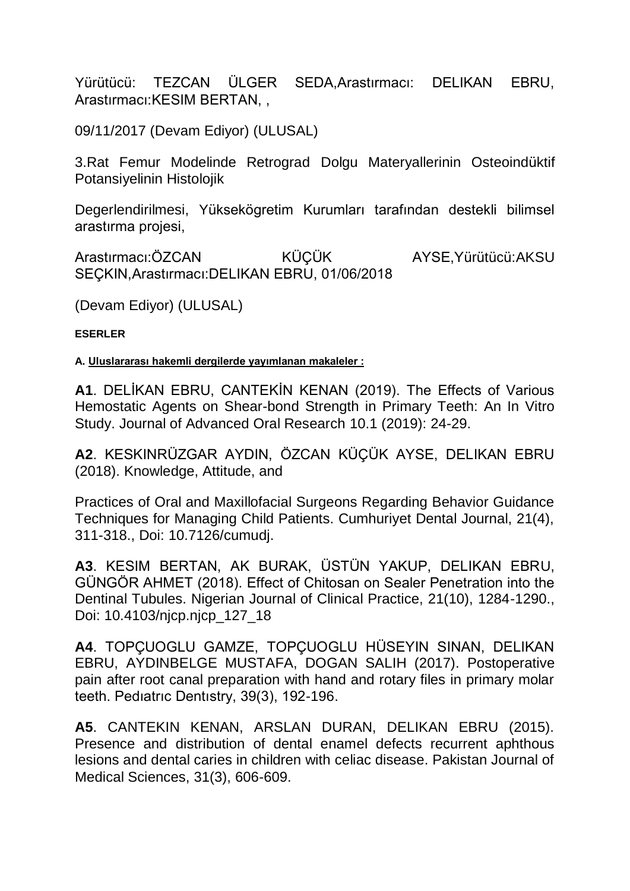Yürütücü: TEZCAN ÜLGER SEDA,Arastırmacı: DELIKAN EBRU, Arastırmacı:KESIM BERTAN, ,

09/11/2017 (Devam Ediyor) (ULUSAL)

3.Rat Femur Modelinde Retrograd Dolgu Materyallerinin Osteoindüktif Potansiyelinin Histolojik

Degerlendirilmesi, Yüksekögretim Kurumları tarafından destekli bilimsel arastırma projesi,

Arastırmacı:ÖZCAN KÜÇÜK AYSE,Yürütücü:AKSU SEÇKIN,Arastırmacı:DELIKAN EBRU, 01/06/2018

(Devam Ediyor) (ULUSAL)

**ESERLER**

**A. <u>Uluslararası hakemli dergilerde yayımlanan makaleler :</u>**

**A1**. DELİKAN EBRU, CANTEKİN KENAN (2019). The Effects of Various Hemostatic Agents on Shear-bond Strength in Primary Teeth: An In Vitro Study. Journal of Advanced Oral Research 10.1 (2019): 24-29.

**A2**. KESKINRÜZGAR AYDIN, ÖZCAN KÜÇÜK AYSE, DELIKAN EBRU (2018). Knowledge, Attitude, and

Practices of Oral and Maxillofacial Surgeons Regarding Behavior Guidance Techniques for Managing Child Patients. Cumhuriyet Dental Journal, 21(4), 311-318., Doi: 10.7126/cumudj.

**A3**. KESIM BERTAN, AK BURAK, ÜSTÜN YAKUP, DELIKAN EBRU, GÜNGÖR AHMET (2018). Effect of Chitosan on Sealer Penetration into the Dentinal Tubules. Nigerian Journal of Clinical Practice, 21(10), 1284-1290., Doi: 10.4103/njcp.njcp_127_18

**A4**. TOPÇUOGLU GAMZE, TOPÇUOGLU HÜSEYIN SINAN, DELIKAN EBRU, AYDINBELGE MUSTAFA, DOGAN SALIH (2017). Postoperative pain after root canal preparation with hand and rotary files in primary molar teeth. Pedıatrıc Dentıstry, 39(3), 192-196.

**A5**. CANTEKIN KENAN, ARSLAN DURAN, DELIKAN EBRU (2015). Presence and distribution of dental enamel defects recurrent aphthous lesions and dental caries in children with celiac disease. Pakistan Journal of Medical Sciences, 31(3), 606-609.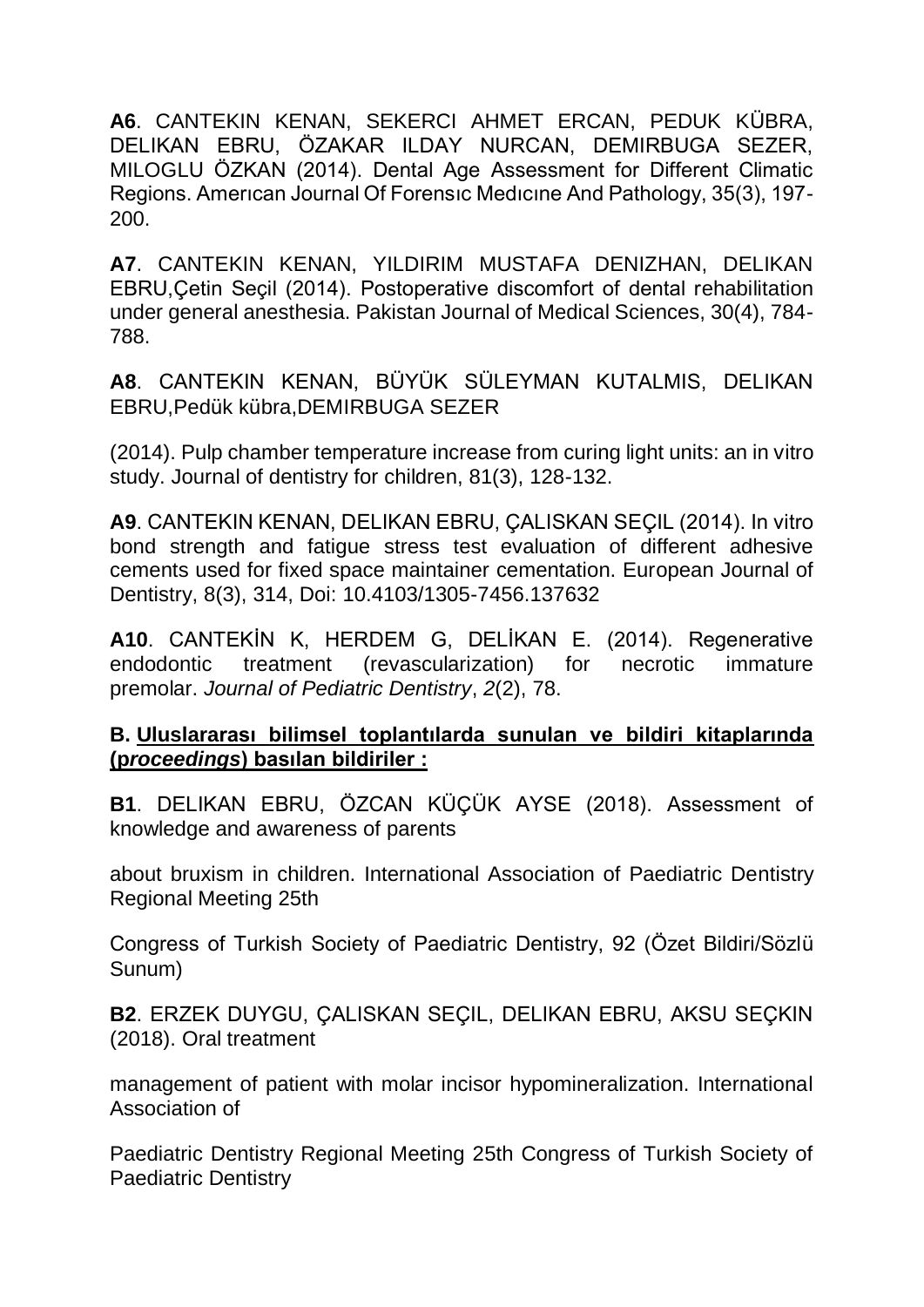**A6**. CANTEKIN KENAN, SEKERCI AHMET ERCAN, PEDUK KÜBRA, DELIKAN EBRU, ÖZAKAR ILDAY NURCAN, DEMIRBUGA SEZER, MILOGLU ÖZKAN (2014). Dental Age Assessment for Different Climatic Regions. Amerıcan Journal Of Forensıc Medıcıne And Pathology, 35(3), 197-200.

**A7**. CANTEKIN KENAN, YILDIRIM MUSTAFA DENIZHAN, DELIKAN EBRU,Çetin Seçil (2014). Postoperative discomfort of dental rehabilitation under general anesthesia. Pakistan Journal of Medical Sciences, 30(4), 784-788.

**A8**. CANTEKIN KENAN, BÜYÜK SÜLEYMAN KUTALMIS, DELIKAN EBRU,Pedük kübra,DEMIRBUGA SEZER

(2014). Pulp chamber temperature increase from curing light units: an in vitro study. Journal of dentistry for children, 81(3), 128-132.

**A9**. CANTEKIN KENAN, DELIKAN EBRU, ÇALISKAN SEÇIL (2014). In vitro bond strength and fatigue stress test evaluation of different adhesive cements used for fixed space maintainer cementation. European Journal of Dentistry, 8(3), 314, Doi: 10.4103/1305-7456.137632

**A10**. CANTEKİN K, HERDEM G, DELİKAN E. (2014). Regenerative endodontic treatment (revascularization) for necrotic immature premolar. *Journal of Pediatric Dentistry*, *2*(2), 78.

**B. Uluslararası bilimsel toplantılarda sunulan ve bildiri kitaplarında (p*roceedings*) basılan bildiriler :**

**B1**. DELIKAN EBRU, ÖZCAN KÜÇÜK AYSE (2018). Assessment of knowledge and awareness of parents

about bruxism in children. International Association of Paediatric Dentistry Regional Meeting 25th

Congress of Turkish Society of Paediatric Dentistry, 92 (Özet Bildiri/Sözlü Sunum)

**B2**. ERZEK DUYGU, ÇALISKAN SEÇIL, DELIKAN EBRU, AKSU SEÇKIN (2018). Oral treatment

management of patient with molar incisor hypomineralization. International Association of

Paediatric Dentistry Regional Meeting 25th Congress of Turkish Society of Paediatric Dentistry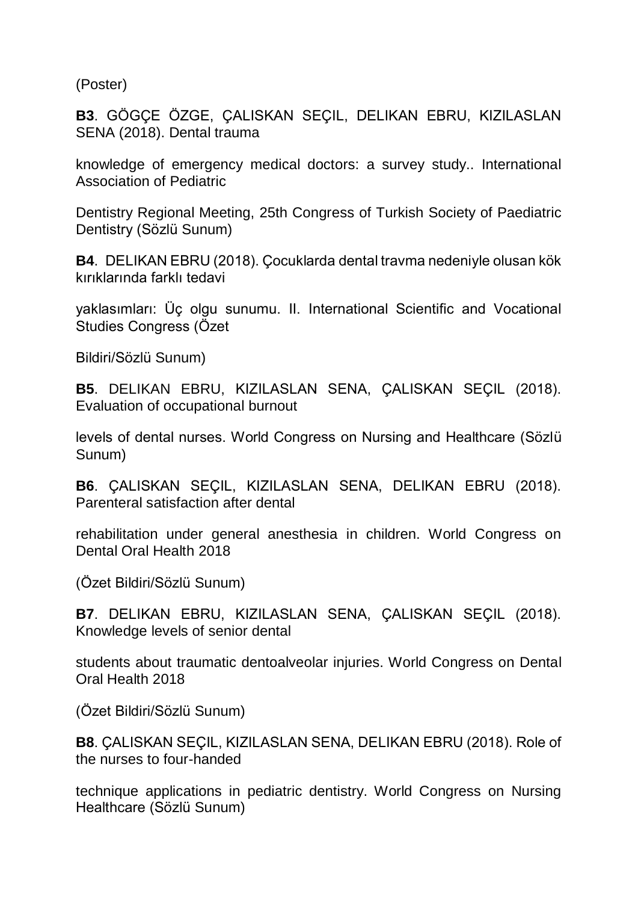(Poster)

**B3**. GÖGÇE ÖZGE, ÇALISKAN SEÇIL, DELIKAN EBRU, KIZILASLAN SENA (2018). Dental trauma

knowledge of emergency medical doctors: a survey study.. International Association of Pediatric

Dentistry Regional Meeting, 25th Congress of Turkish Society of Paediatric Dentistry (Sözlü Sunum)

**B4**. DELIKAN EBRU (2018). Çocuklarda dental travma nedeniyle olusan kök kırıklarında farklı tedavi

yaklasımları: Üç olgu sunumu. II. International Scientific and Vocational Studies Congress (Özet

Bildiri/Sözlü Sunum)

**B5**. DELIKAN EBRU, KIZILASLAN SENA, ÇALISKAN SEÇIL (2018). Evaluation of occupational burnout

levels of dental nurses. World Congress on Nursing and Healthcare (Sözlü Sunum)

**B6**. ÇALISKAN SEÇIL, KIZILASLAN SENA, DELIKAN EBRU (2018). Parenteral satisfaction after dental

rehabilitation under general anesthesia in children. World Congress on Dental Oral Health 2018

(Özet Bildiri/Sözlü Sunum)

**B7**. DELIKAN EBRU, KIZILASLAN SENA, ÇALISKAN SEÇIL (2018). Knowledge levels of senior dental

students about traumatic dentoalveolar injuries. World Congress on Dental Oral Health 2018

(Özet Bildiri/Sözlü Sunum)

**B8**. ÇALISKAN SEÇIL, KIZILASLAN SENA, DELIKAN EBRU (2018). Role of the nurses to four-handed

technique applications in pediatric dentistry. World Congress on Nursing Healthcare (Sözlü Sunum)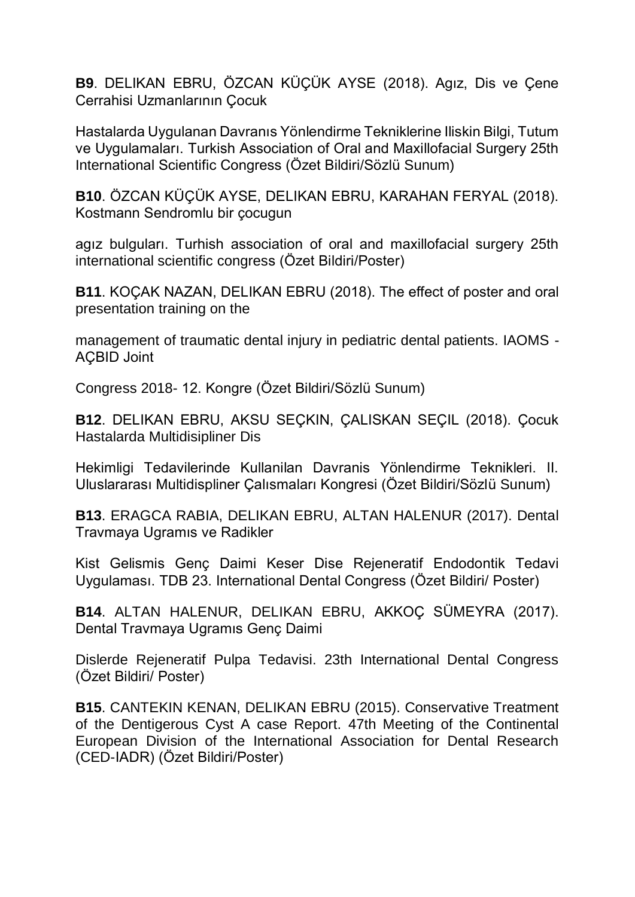**B9**. DELIKAN EBRU, ÖZCAN KÜÇÜK AYSE (2018). Agız, Dis ve Çene Cerrahisi Uzmanlarının Çocuk

Hastalarda Uygulanan Davranıs Yönlendirme Tekniklerine Iliskin Bilgi, Tutum ve Uygulamaları. Turkish Association of Oral and Maxillofacial Surgery 25th International Scientific Congress (Özet Bildiri/Sözlü Sunum)

**B10**. ÖZCAN KÜÇÜK AYSE, DELIKAN EBRU, KARAHAN FERYAL (2018). Kostmann Sendromlu bir çocugun

agız bulguları. Turhish association of oral and maxillofacial surgery 25th international scientific congress (Özet Bildiri/Poster)

**B11**. KOÇAK NAZAN, DELIKAN EBRU (2018). The effect of poster and oral presentation training on the

management of traumatic dental injury in pediatric dental patients. IAOMS - AÇBID Joint

Congress 2018- 12. Kongre (Özet Bildiri/Sözlü Sunum)

**B12**. DELIKAN EBRU, AKSU SEÇKIN, ÇALISKAN SEÇIL (2018). Çocuk Hastalarda Multidisipliner Dis

Hekimligi Tedavilerinde Kullanilan Davranis Yönlendirme Teknikleri. II. Uluslararası Multidispliner Çalısmaları Kongresi (Özet Bildiri/Sözlü Sunum)

**B13**. ERAGCA RABIA, DELIKAN EBRU, ALTAN HALENUR (2017). Dental Travmaya Ugramıs ve Radikler

Kist Gelismis Genç Daimi Keser Dise Rejeneratif Endodontik Tedavi Uygulaması. TDB 23. International Dental Congress (Özet Bildiri/ Poster)

**B14**. ALTAN HALENUR, DELIKAN EBRU, AKKOÇ SÜMEYRA (2017). Dental Travmaya Ugramıs Genç Daimi

Dislerde Rejeneratif Pulpa Tedavisi. 23th International Dental Congress (Özet Bildiri/ Poster)

**B15**. CANTEKIN KENAN, DELIKAN EBRU (2015). Conservative Treatment of the Dentigerous Cyst A case Report. 47th Meeting of the Continental European Division of the International Association for Dental Research (CED-IADR) (Özet Bildiri/Poster)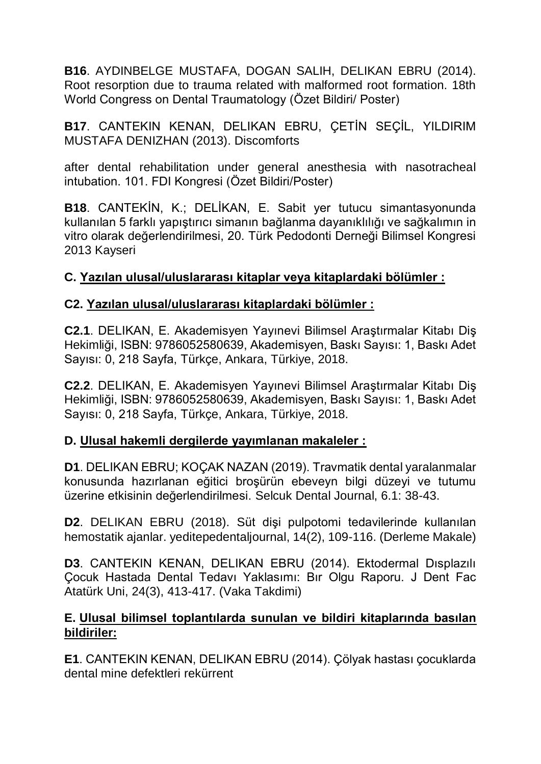**B16**. AYDINBELGE MUSTAFA, DOGAN SALIH, DELIKAN EBRU (2014). Root resorption due to trauma related with malformed root formation. 18th World Congress on Dental Traumatology (Özet Bildiri/ Poster)

**B17**. CANTEKIN KENAN, DELIKAN EBRU, ÇETİN SEÇİL, YILDIRIM MUSTAFA DENIZHAN (2013). Discomforts

after dental rehabilitation under general anesthesia with nasotracheal intubation. 101. FDI Kongresi (Özet Bildiri/Poster)

**B18**. CANTEKİN, K.; DELİKAN, E. Sabit yer tutucu simantasyonunda kullanılan 5 farklı yapıştırıcı simanın bağlanma dayanıklılığı ve sağkalımın in vitro olarak değerlendirilmesi, 20. Türk Pedodonti Derneği Bilimsel Kongresi 2013 Kayseri

**C. <u>Yazılan ulusal/uluslararası kitaplar veya kitaplardaki bölümler :</u>**

**C2. <u>Yazılan ulusal/uluslararası kitaplardaki bölümler :</u>**

**C2.1**. DELIKAN, E. Akademisyen Yayınevi Bilimsel Araştırmalar Kitabı Diş Hekimliği, ISBN: 9786052580639, Akademisyen, Baskı Sayısı: 1, Baskı Adet Sayısı: 0, 218 Sayfa, Türkçe, Ankara, Türkiye, 2018.

**C2.2**. DELIKAN, E. Akademisyen Yayınevi Bilimsel Araştırmalar Kitabı Diş Hekimliği, ISBN: 9786052580639, Akademisyen, Baskı Sayısı: 1, Baskı Adet Sayısı: 0, 218 Sayfa, Türkçe, Ankara, Türkiye, 2018.

**D. <u>Ulusal hakemli dergilerde yayımlanan makaleler :</u>**

**D1**. DELIKAN EBRU; KOÇAK NAZAN (2019). Travmatik dental yaralanmalar konusunda hazırlanan eğitici broşürün ebeveyn bilgi düzeyi ve tutumu üzerine etkisinin değerlendirilmesi. Selcuk Dental Journal, 6.1: 38-43.

**D2**. DELIKAN EBRU (2018). Süt dişi pulpotomi tedavilerinde kullanılan hemostatik ajanlar. yeditepedentaljournal, 14(2), 109-116. (Derleme Makale)

**D3**. CANTEKIN KENAN, DELIKAN EBRU (2014). Ektodermal Dısplazılı Çocuk Hastada Dental Tedavı Yaklasımı: Bır Olgu Raporu. J Dent Fac Atatürk Uni, 24(3), 413-417. (Vaka Takdimi)

**E. <u>Ulusal bilimsel toplantılarda sunulan ve bildiri kitaplarında basılan bildiriler:</u>**

**E1**. CANTEKIN KENAN, DELIKAN EBRU (2014). Çölyak hastası çocuklarda dental mine defektleri rekürrent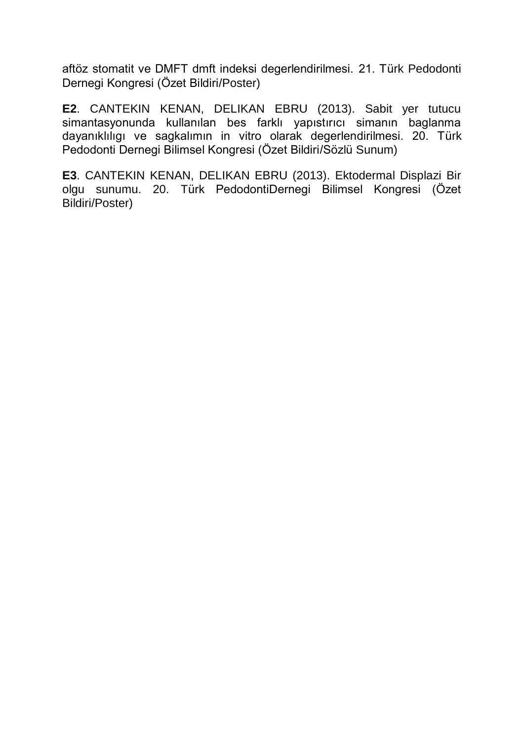aftöz stomatit ve DMFT dmft indeksi degerlendirilmesi. 21. Türk Pedodonti Dernegi Kongresi (Özet Bildiri/Poster)

**E2**. CANTEKIN KENAN, DELIKAN EBRU (2013). Sabit yer tutucu simantasyonunda kullanılan bes farklı yapıstırıcı simanın baglanma dayanıklılıgı ve sagkalımın in vitro olarak degerlendirilmesi. 20. Türk Pedodonti Dernegi Bilimsel Kongresi (Özet Bildiri/Sözlü Sunum)

**E3**. CANTEKIN KENAN, DELIKAN EBRU (2013). Ektodermal Displazi Bir olgu sunumu. 20. Türk PedodontiDernegi Bilimsel Kongresi (Özet Bildiri/Poster)